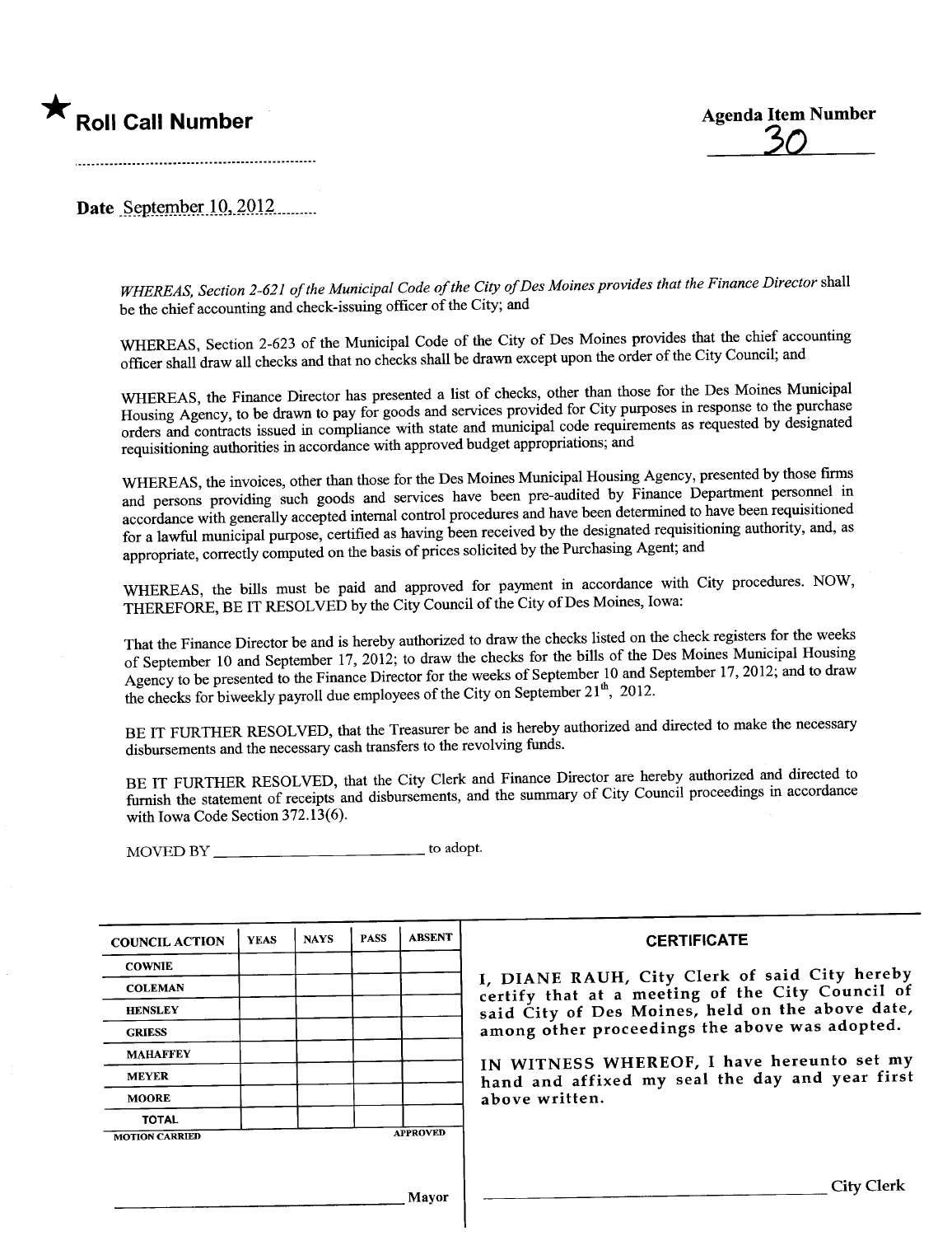★ **Roll Call Number**

..........................................................

**Agenda Item Number**

30

**Date** September 10, 2012

*WHEREAS, Section 2-621 of the Municipal Code of the City of Des Moines provides that the Finance Director* shall be the chief accounting and check-issuing officer of the City; and

WHEREAS, Section 2-623 of the Municipal Code of the City of Des Moines provides that the chief accounting officer shall draw all checks and that no checks shall be drawn except upon the order of the City Council; and

WHEREAS, the Finance Director has presented a list of checks, other than those for the Des Moines Municipal Housing Agency, to be drawn to pay for goods and services provided for City purposes in response to the purchase orders and contracts issued in compliance with state and municipal code requirements as requested by designated requisitioning authorities in accordance with approved budget appropriations; and

WHEREAS, the invoices, other than those for the Des Moines Municipal Housing Agency, presented by those firms and persons providing such goods and services have been pre-audited by Finance Department personnel in accordance with generally accepted internal control procedures and have been determined to have been requisitioned for a lawful municipal purpose, certified as having been received by the designated requisitioning authority, and, as appropriate, correctly computed on the basis of prices solicited by the Purchasing Agent; and

WHEREAS, the bills must be paid and approved for payment in accordance with City procedures. NOW, THEREFORE, BE IT RESOLVED by the City Council of the City of Des Moines, Iowa:

That the Finance Director be and is hereby authorized to draw the checks listed on the check registers for the weeks of September 10 and September 17, 2012; to draw the checks for the bills of the Des Moines Municipal Housing Agency to be presented to the Finance Director for the weeks of September 10 and September 17, 2012; and to draw the checks for biweekly payroll due employees of the City on September 21th, 2012.

BE IT FURTHER RESOLVED, that the Treasurer be and is hereby authorized and directed to make the necessary disbursements and the necessary cash transfers to the revolving funds.

BE IT FURTHER RESOLVED, that the City Clerk and Finance Director are hereby authorized and directed to furnish the statement of receipts and disbursements, and the summary of City Council proceedings in accordance with Iowa Code Section 372.13(6).

MOVED BY ______________________ to adopt.

| COUNCIL ACTION | YEAS | NAYS | PASS | ABSENT |
|---|---|---|---|---|
| COWNIE | | | | |
| COLEMAN | | | | |
| HENSLEY | | | | |
| GRIESS | | | | |
| MAHAFFEY | | | | |
| MEYER | | | | |
| MOORE | | | | |
| TOTAL | | | | |
| MOTION CARRIED | | | | APPROVED |

______________________ Mayor

**CERTIFICATE**

I, DIANE RAUH, City Clerk of said City hereby certify that at a meeting of the City Council of said City of Des Moines, held on the above date, among other proceedings the above was adopted.

IN WITNESS WHEREOF, I have hereunto set my hand and affixed my seal the day and year first above written.

______________________ City Clerk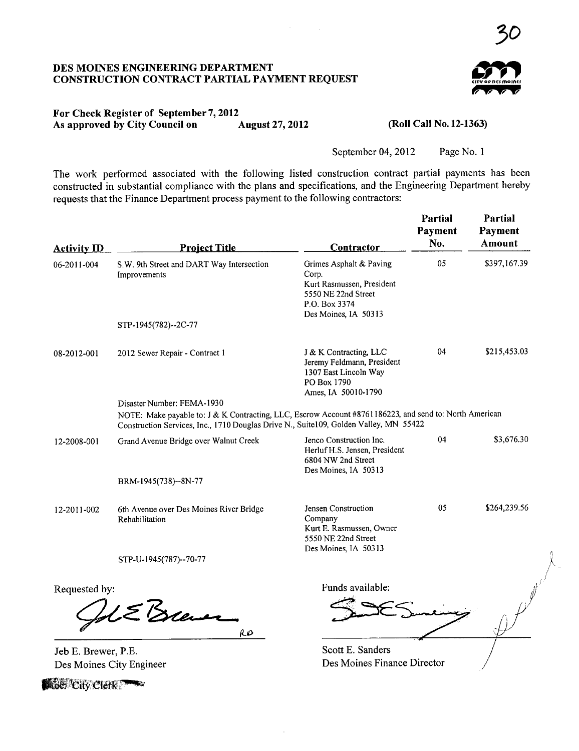# DES MOINES ENGINEERING DEPARTMENT
## CONSTRUCTION CONTRACT PARTIAL PAYMENT REQUEST

**For Check Register of September 7, 2012**
**As approved by City Council on August 27, 2012** **(Roll Call No. 12-1363)**

September 04, 2012 Page No. 1

The work performed associated with the following listed construction contract partial payments has been constructed in substantial compliance with the plans and specifications, and the Engineering Department hereby requests that the Finance Department process payment to the following contractors:

| Activity ID | Project Title | Contractor | Partial Payment No. | Partial Payment Amount |
|---|---|---|---|---|
| 06-2011-004 | S.W. 9th Street and DART Way Intersection Improvements<br><br>STP-1945(782)--2C-77 | Grimes Asphalt & Paving Corp.<br>Kurt Rasmussen, President<br>5550 NE 22nd Street<br>P.O. Box 3374<br>Des Moines, IA 50313 | 05 | \$397,167.39 |
| 08-2012-001 | 2012 Sewer Repair - Contract 1<br><br>Disaster Number: FEMA-1930 | J & K Contracting, LLC<br>Jeremy Feldmann, President<br>1307 East Lincoln Way<br>PO Box 1790<br>Ames, IA 50010-1790 | 04 | \$215,453.03 |
| | NOTE: Make payable to: J & K Contracting, LLC, Escrow Account #8761186223, and send to: North American Construction Services, Inc., 1710 Douglas Drive N., Suite109, Golden Valley, MN 55422 | | | |
| 12-2008-001 | Grand Avenue Bridge over Walnut Creek<br><br>BRM-1945(738)--8N-77 | Jenco Construction Inc.<br>Herluf H.S. Jensen, President<br>6804 NW 2nd Street<br>Des Moines, IA 50313 | 04 | \$3,676.30 |
| 12-2011-002 | 6th Avenue over Des Moines River Bridge Rehabilitation<br><br>STP-U-1945(787)--70-77 | Jensen Construction Company<br>Kurt E. Rasmussen, Owner<br>5550 NE 22nd Street<br>Des Moines, IA 50313 | 05 | \$264,239.56 |

Requested by:

Jeb E. Brewer, P.E.
Des Moines City Engineer

Funds available:

Scott E. Sanders
Des Moines Finance Director

Roc: City Clerk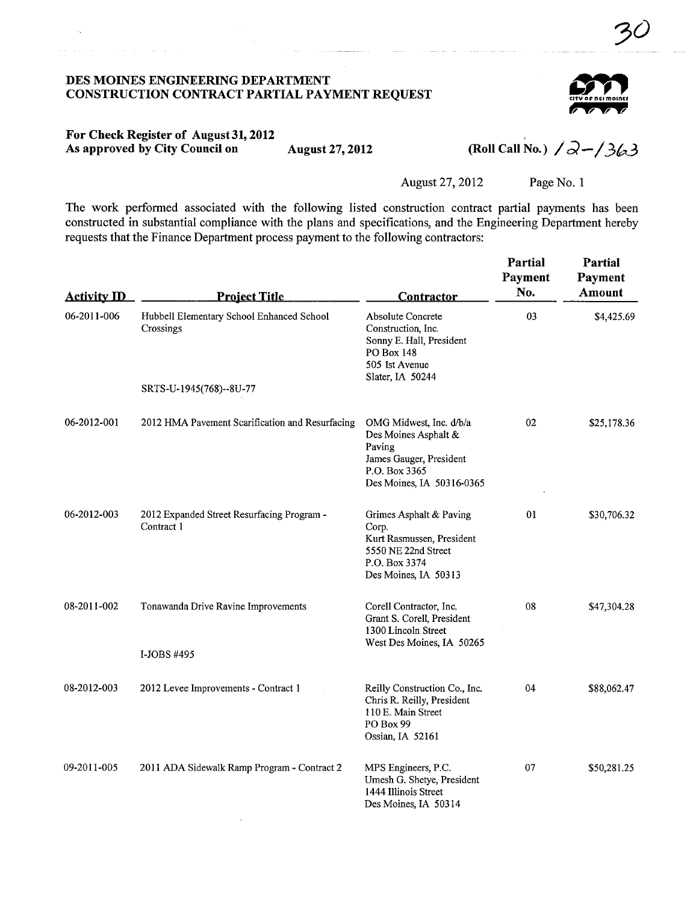30

**DES MOINES ENGINEERING DEPARTMENT**
**CONSTRUCTION CONTRACT PARTIAL PAYMENT REQUEST**

**For Check Register of August 31, 2012**
**As approved by City Council on August 27, 2012** (Roll Call No.) 12-1363

August 27, 2012 Page No. 1

The work performed associated with the following listed construction contract partial payments has been constructed in substantial compliance with the plans and specifications, and the Engineering Department hereby requests that the Finance Department process payment to the following contractors:

| Activity ID | Project Title | Contractor | Partial Payment No. | Partial Payment Amount |
|---|---|---|---|---|
| 06-2011-006 | Hubbell Elementary School Enhanced School Crossings<br><br>SRTS-U-1945(768)--8U-77 | Absolute Concrete Construction, Inc.<br>Sonny E. Hall, President<br>PO Box 148<br>505 1st Avenue<br>Slater, IA 50244 | 03 | $4,425.69 |
| 06-2012-001 | 2012 HMA Pavement Scarification and Resurfacing | OMG Midwest, Inc. d/b/a Des Moines Asphalt & Paving<br>James Gauger, President<br>P.O. Box 3365<br>Des Moines, IA 50316-0365 | 02 | $25,178.36 |
| 06-2012-003 | 2012 Expanded Street Resurfacing Program - Contract 1 | Grimes Asphalt & Paving Corp.<br>Kurt Rasmussen, President<br>5550 NE 22nd Street<br>P.O. Box 3374<br>Des Moines, IA 50313 | 01 | $30,706.32 |
| 08-2011-002 | Tonawanda Drive Ravine Improvements<br><br>I-JOBS #495 | Corell Contractor, Inc.<br>Grant S. Corell, President<br>1300 Lincoln Street<br>West Des Moines, IA 50265 | 08 | $47,304.28 |
| 08-2012-003 | 2012 Levee Improvements - Contract 1 | Reilly Construction Co., Inc.<br>Chris R. Reilly, President<br>110 E. Main Street<br>PO Box 99<br>Ossian, IA 52161 | 04 | $88,062.47 |
| 09-2011-005 | 2011 ADA Sidewalk Ramp Program - Contract 2 | MPS Engineers, P.C.<br>Umesh G. Shetye, President<br>1444 Illinois Street<br>Des Moines, IA 50314 | 07 | $50,281.25 |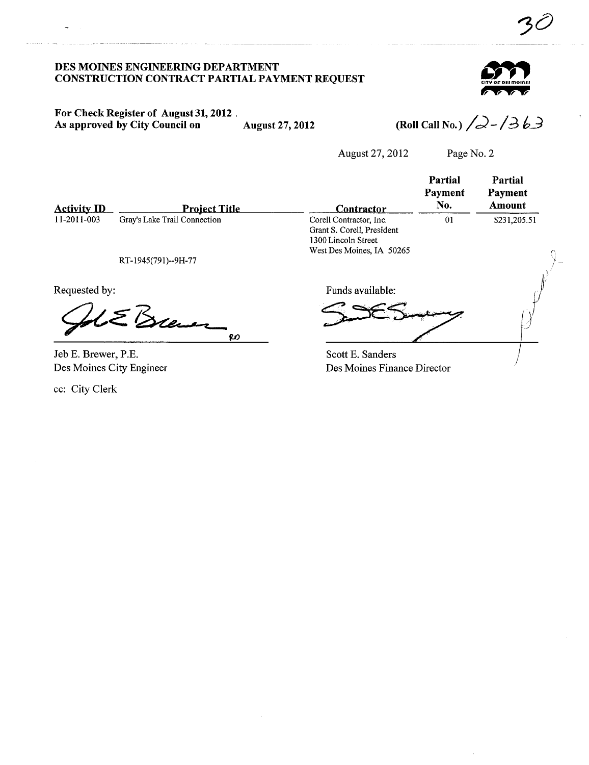30

**DES MOINES ENGINEERING DEPARTMENT**
**CONSTRUCTION CONTRACT PARTIAL PAYMENT REQUEST**

**For Check Register of August 31, 2012**
**As approved by City Council on** **August 27, 2012** (Roll Call No.) 12-1363

August 27, 2012 Page No. 2

| Activity ID | Project Title | Contractor | Partial Payment No. | Partial Payment Amount |
|---|---|---|---|---|
| 11-2011-003 | Gray's Lake Trail Connection<br><br>RT-1945(791)--9H-77 | Corell Contractor, Inc.<br>Grant S. Corell, President<br>1300 Lincoln Street<br>West Des Moines, IA 50265 | 01 | $231,205.51 |

Requested by:

Jeb E. Brewer, P.E.
Des Moines City Engineer

Funds available:

Scott E. Sanders
Des Moines Finance Director

cc: City Clerk